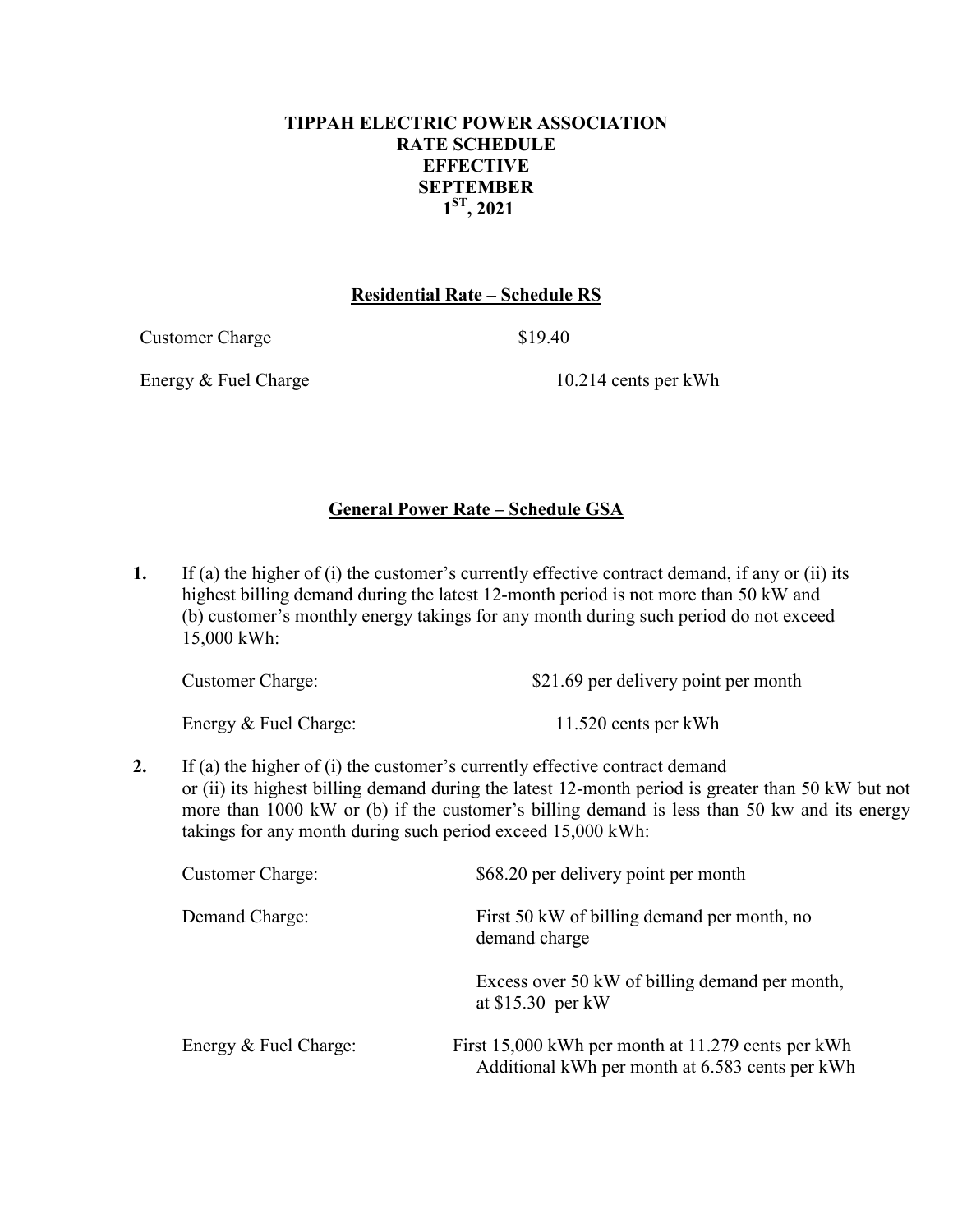# TIPPAH ELECTRIC POWER ASSOCIATION RATE SCHEDULE EFFECTIVE SEPTEMBER 1[ST], 2021

## Residential Rate – Schedule RS

| | |
|---|---|
| Customer Charge | \$19.40 |
| Energy & Fuel Charge | 10.214 cents per kWh |

## General Power Rate – Schedule GSA

**1.** If (a) the higher of (i) the customer's currently effective contract demand, if any or (ii) its highest billing demand during the latest 12-month period is not more than 50 kW and (b) customer's monthly energy takings for any month during such period do not exceed 15,000 kWh:

| | |
|---|---|
| Customer Charge: | \$21.69 per delivery point per month |
| Energy & Fuel Charge: | 11.520 cents per kWh |

**2.** If (a) the higher of (i) the customer's currently effective contract demand or (ii) its highest billing demand during the latest 12-month period is greater than 50 kW but not more than 1000 kW or (b) if the customer's billing demand is less than 50 kw and its energy takings for any month during such period exceed 15,000 kWh:

| | |
|---|---|
| Customer Charge: | \$68.20 per delivery point per month |
| Demand Charge: | First 50 kW of billing demand per month, no demand charge |
| | Excess over 50 kW of billing demand per month, at \$15.30 per kW |
| Energy & Fuel Charge: | First 15,000 kWh per month at 11.279 cents per kWh<br>Additional kWh per month at 6.583 cents per kWh |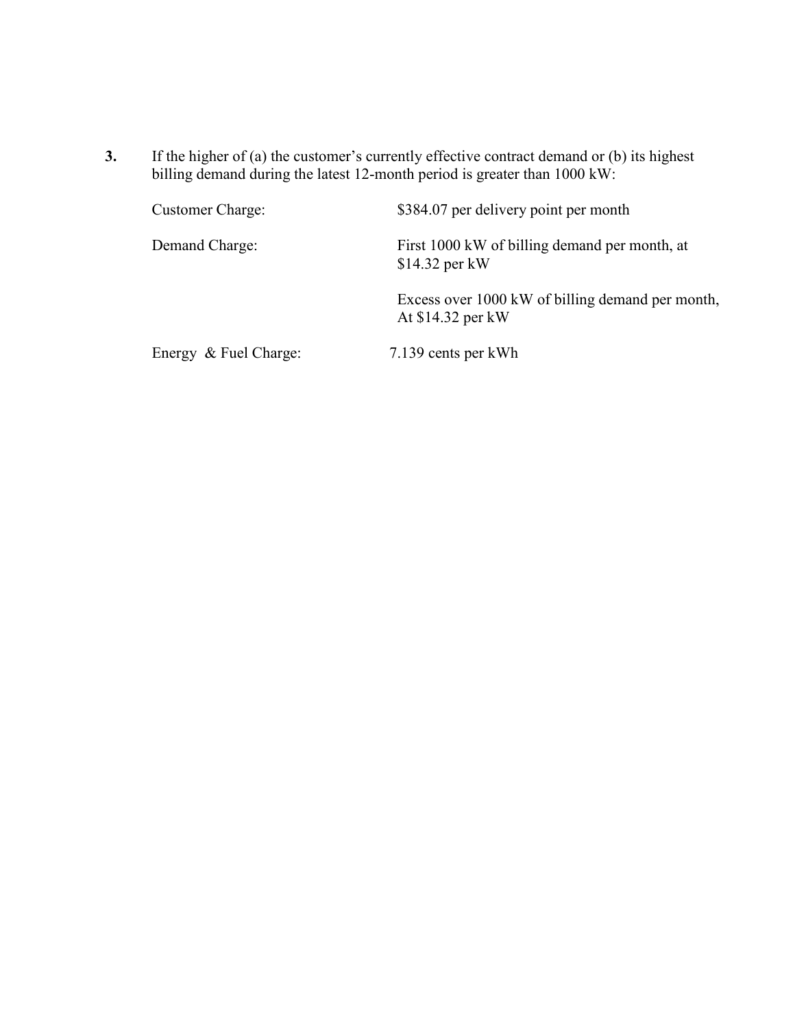**3.** If the higher of (a) the customer's currently effective contract demand or (b) its highest billing demand during the latest 12-month period is greater than 1000 kW:

| | |
|---|---|
| Customer Charge: | $384.07 per delivery point per month |
| Demand Charge: | First 1000 kW of billing demand per month, at $14.32 per kW |
| | Excess over 1000 kW of billing demand per month, At $14.32 per kW |
| Energy & Fuel Charge: | 7.139 cents per kWh |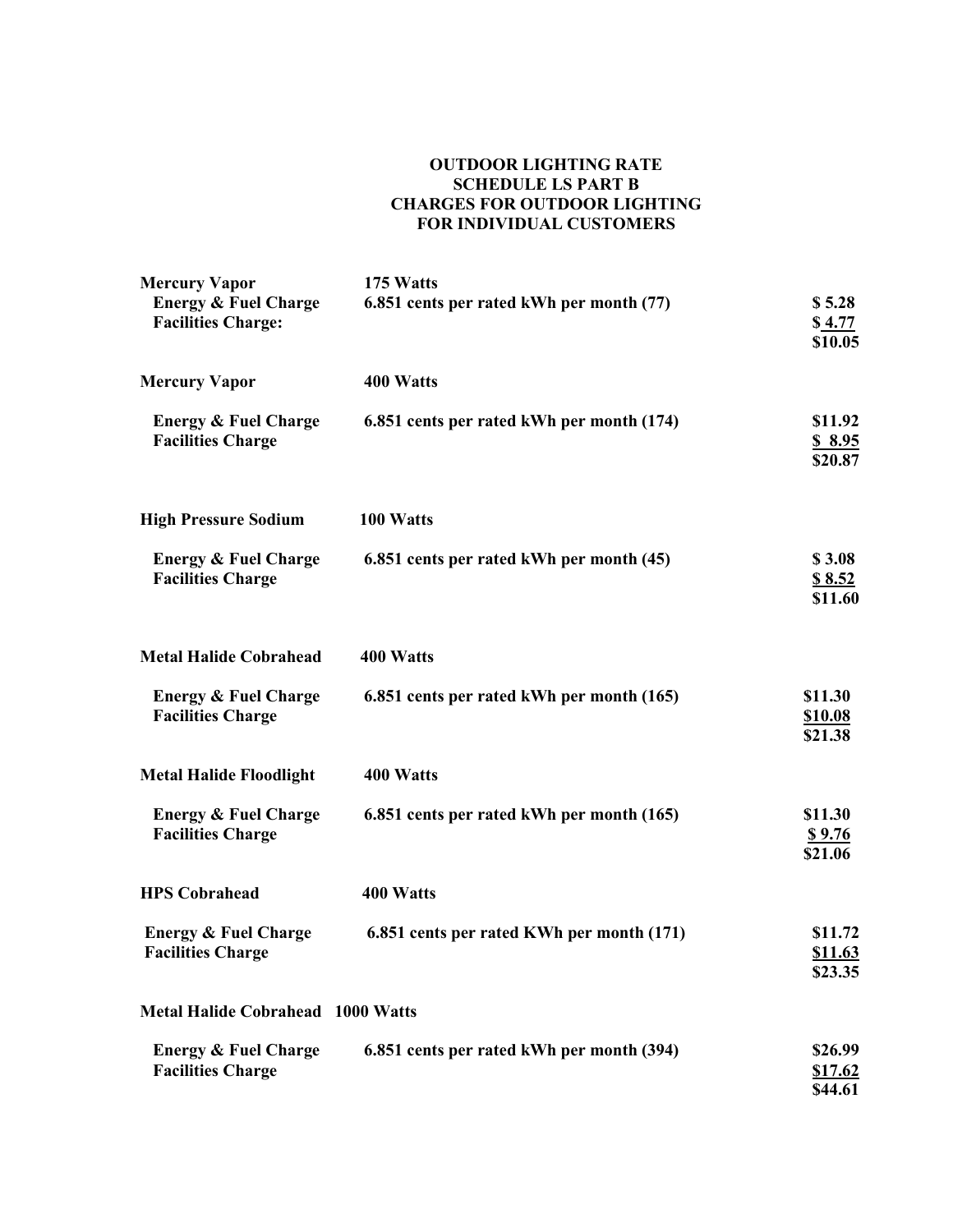**OUTDOOR LIGHTING RATE**
**SCHEDULE LS PART B**
**CHARGES FOR OUTDOOR LIGHTING**
**FOR INDIVIDUAL CUSTOMERS**

| | | |
|---|---|---|
| **Mercury Vapor** | **175 Watts** | |
| **Energy & Fuel Charge** | **6.851 cents per rated kWh per month (77)** | **$ 5.28** |
| **Facilities Charge:** | | **$ 4.77** |
| | | **$10.05** |
| **Mercury Vapor** | **400 Watts** | |
| **Energy & Fuel Charge** | **6.851 cents per rated kWh per month (174)** | **$11.92** |
| **Facilities Charge** | | **$ 8.95** |
| | | **$20.87** |
| **High Pressure Sodium** | **100 Watts** | |
| **Energy & Fuel Charge** | **6.851 cents per rated kWh per month (45)** | **$ 3.08** |
| **Facilities Charge** | | **$ 8.52** |
| | | **$11.60** |
| **Metal Halide Cobrahead** | **400 Watts** | |
| **Energy & Fuel Charge** | **6.851 cents per rated kWh per month (165)** | **$11.30** |
| **Facilities Charge** | | **$10.08** |
| | | **$21.38** |
| **Metal Halide Floodlight** | **400 Watts** | |
| **Energy & Fuel Charge** | **6.851 cents per rated kWh per month (165)** | **$11.30** |
| **Facilities Charge** | | **$ 9.76** |
| | | **$21.06** |
| **HPS Cobrahead** | **400 Watts** | |
| **Energy & Fuel Charge** | **6.851 cents per rated KWh per month (171)** | **$11.72** |
| **Facilities Charge** | | **$11.63** |
| | | **$23.35** |
| **Metal Halide Cobrahead** | **1000 Watts** | |
| **Energy & Fuel Charge** | **6.851 cents per rated kWh per month (394)** | **$26.99** |
| **Facilities Charge** | | **$17.62** |
| | | **$44.61** |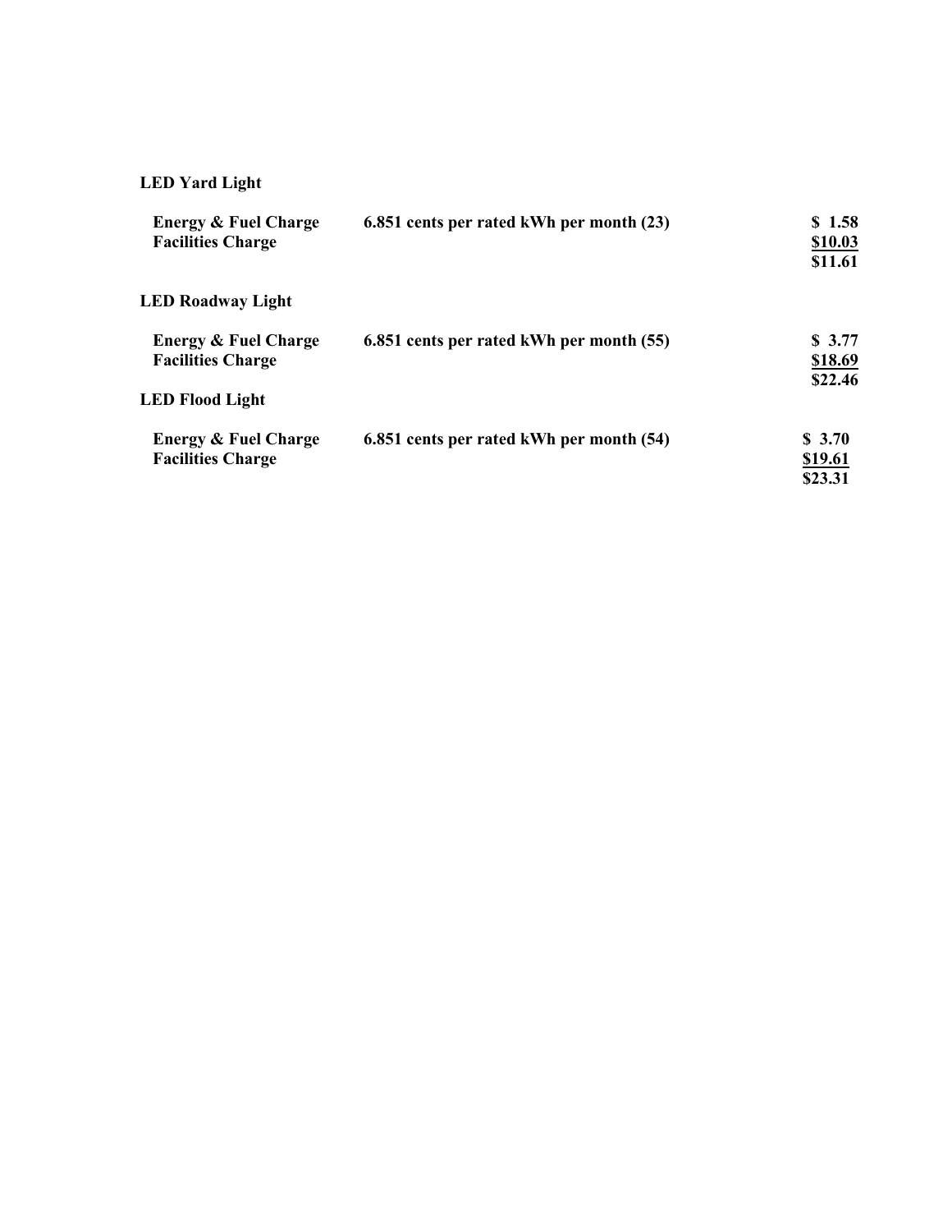**LED Yard Light**

| | | |
|---|---|---|
| **Energy & Fuel Charge** | **6.851 cents per rated kWh per month (23)** | **$ 1.58** |
| **Facilities Charge** | | **$10.03** |
| | | **$11.61** |

**LED Roadway Light**

| | | |
|---|---|---|
| **Energy & Fuel Charge** | **6.851 cents per rated kWh per month (55)** | **$ 3.77** |
| **Facilities Charge** | | **$18.69** |
| | | **$22.46** |

**LED Flood Light**

| | | |
|---|---|---|
| **Energy & Fuel Charge** | **6.851 cents per rated kWh per month (54)** | **$ 3.70** |
| **Facilities Charge** | | **$19.61** |
| | | **$23.31** |